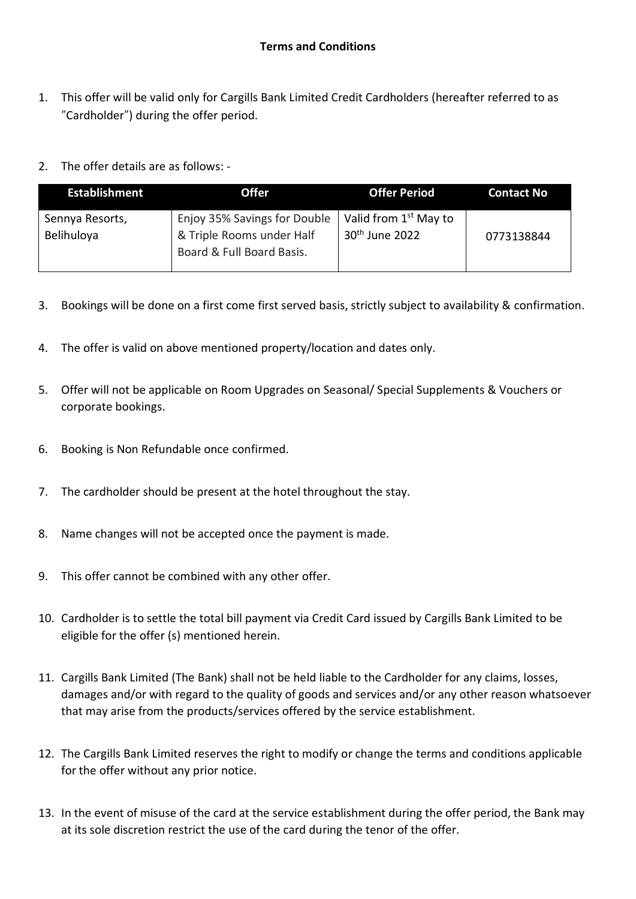**Terms and Conditions**

1. This offer will be valid only for Cargills Bank Limited Credit Cardholders (hereafter referred to as "Cardholder") during the offer period.

2. The offer details are as follows: -

| Establishment | Offer | Offer Period | Contact No |
|---|---|---|---|
| Sennya Resorts, Belihuloya | Enjoy 35% Savings for Double & Triple Rooms under Half Board & Full Board Basis. | Valid from 1st May to 30th June 2022 | 0773138844 |

3. Bookings will be done on a first come first served basis, strictly subject to availability & confirmation.

4. The offer is valid on above mentioned property/location and dates only.

5. Offer will not be applicable on Room Upgrades on Seasonal/ Special Supplements & Vouchers or corporate bookings.

6. Booking is Non Refundable once confirmed.

7. The cardholder should be present at the hotel throughout the stay.

8. Name changes will not be accepted once the payment is made.

9. This offer cannot be combined with any other offer.

10. Cardholder is to settle the total bill payment via Credit Card issued by Cargills Bank Limited to be eligible for the offer (s) mentioned herein.

11. Cargills Bank Limited (The Bank) shall not be held liable to the Cardholder for any claims, losses, damages and/or with regard to the quality of goods and services and/or any other reason whatsoever that may arise from the products/services offered by the service establishment.

12. The Cargills Bank Limited reserves the right to modify or change the terms and conditions applicable for the offer without any prior notice.

13. In the event of misuse of the card at the service establishment during the offer period, the Bank may at its sole discretion restrict the use of the card during the tenor of the offer.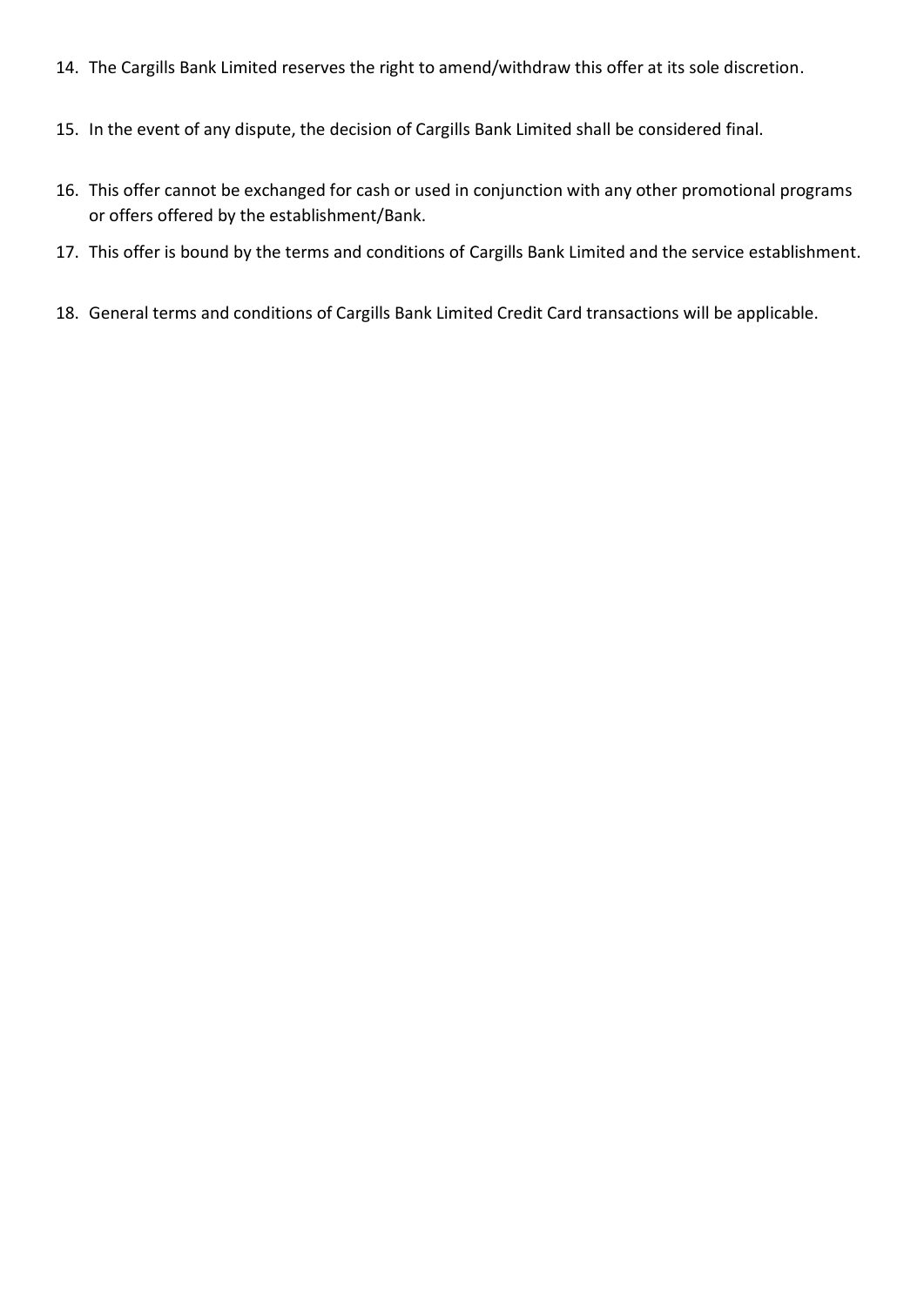14. The Cargills Bank Limited reserves the right to amend/withdraw this offer at its sole discretion.
15. In the event of any dispute, the decision of Cargills Bank Limited shall be considered final.
16. This offer cannot be exchanged for cash or used in conjunction with any other promotional programs or offers offered by the establishment/Bank.
17. This offer is bound by the terms and conditions of Cargills Bank Limited and the service establishment.
18. General terms and conditions of Cargills Bank Limited Credit Card transactions will be applicable.